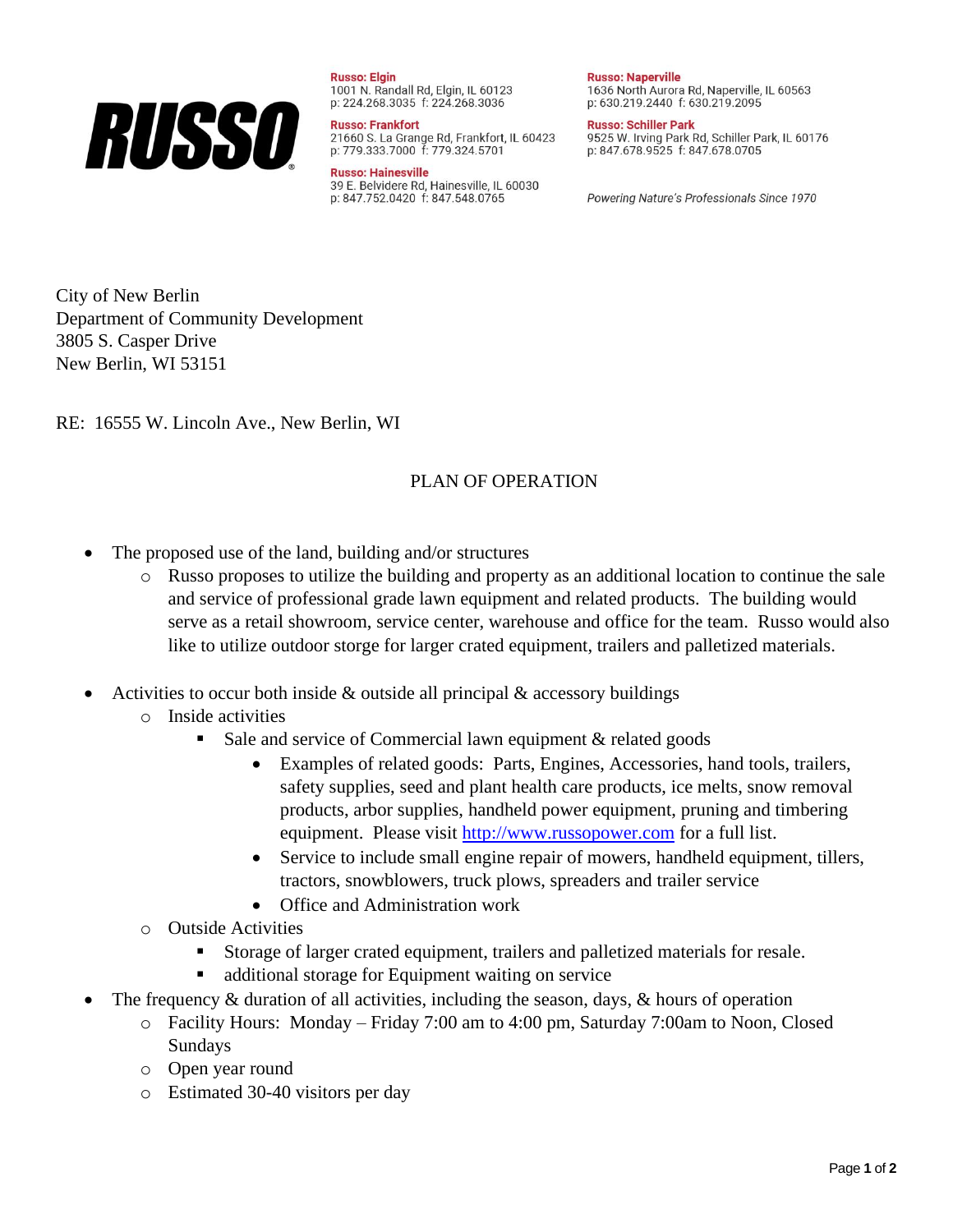**RUSSO**

**Russo: Elgin**
1001 N. Randall Rd, Elgin, IL 60123
p: 224.268.3035 f: 224.268.3036

**Russo: Frankfort**
21660 S. La Grange Rd, Frankfort, IL 60423
p: 779.333.7000 f: 779.324.5701

**Russo: Hainesville**
39 E. Belvidere Rd, Hainesville, IL 60030
p: 847.752.0420 f: 847.548.0765

**Russo: Naperville**
1636 North Aurora Rd, Naperville, IL 60563
p: 630.219.2440 f: 630.219.2095

**Russo: Schiller Park**
9525 W. Irving Park Rd, Schiller Park, IL 60176
p: 847.678.9525 f: 847.678.0705

*Powering Nature's Professionals Since 1970*

City of New Berlin
Department of Community Development
3805 S. Casper Drive
New Berlin, WI 53151

RE: 16555 W. Lincoln Ave., New Berlin, WI

PLAN OF OPERATION

- The proposed use of the land, building and/or structures
  - Russo proposes to utilize the building and property as an additional location to continue the sale and service of professional grade lawn equipment and related products. The building would serve as a retail showroom, service center, warehouse and office for the team. Russo would also like to utilize outdoor storge for larger crated equipment, trailers and palletized materials.

- Activities to occur both inside & outside all principal & accessory buildings
  - Inside activities
    - Sale and service of Commercial lawn equipment & related goods
      - Examples of related goods: Parts, Engines, Accessories, hand tools, trailers, safety supplies, seed and plant health care products, ice melts, snow removal products, arbor supplies, handheld power equipment, pruning and timbering equipment. Please visit http://www.russopower.com for a full list.
      - Service to include small engine repair of mowers, handheld equipment, tillers, tractors, snowblowers, truck plows, spreaders and trailer service
      - Office and Administration work
  - Outside Activities
    - Storage of larger crated equipment, trailers and palletized materials for resale.
    - additional storage for Equipment waiting on service
- The frequency & duration of all activities, including the season, days, & hours of operation
  - Facility Hours: Monday – Friday 7:00 am to 4:00 pm, Saturday 7:00am to Noon, Closed Sundays
  - Open year round
  - Estimated 30-40 visitors per day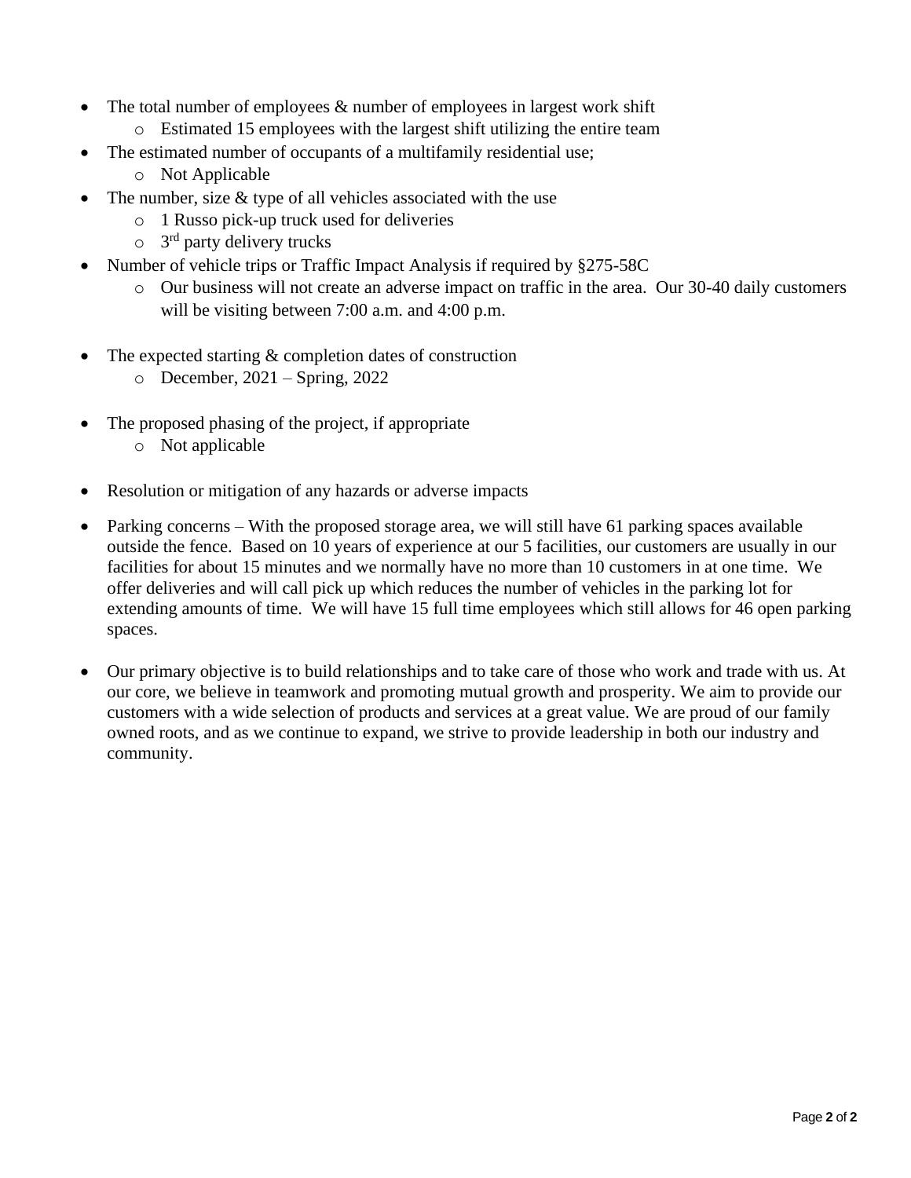- The total number of employees & number of employees in largest work shift
    - Estimated 15 employees with the largest shift utilizing the entire team
- The estimated number of occupants of a multifamily residential use;
    - Not Applicable
- The number, size & type of all vehicles associated with the use
    - 1 Russo pick-up truck used for deliveries
    - 3rd party delivery trucks
- Number of vehicle trips or Traffic Impact Analysis if required by §275-58C
    - Our business will not create an adverse impact on traffic in the area. Our 30-40 daily customers will be visiting between 7:00 a.m. and 4:00 p.m.
- The expected starting & completion dates of construction
    - December, 2021 – Spring, 2022
- The proposed phasing of the project, if appropriate
    - Not applicable
- Resolution or mitigation of any hazards or adverse impacts
- Parking concerns – With the proposed storage area, we will still have 61 parking spaces available outside the fence. Based on 10 years of experience at our 5 facilities, our customers are usually in our facilities for about 15 minutes and we normally have no more than 10 customers in at one time. We offer deliveries and will call pick up which reduces the number of vehicles in the parking lot for extending amounts of time. We will have 15 full time employees which still allows for 46 open parking spaces.
- Our primary objective is to build relationships and to take care of those who work and trade with us. At our core, we believe in teamwork and promoting mutual growth and prosperity. We aim to provide our customers with a wide selection of products and services at a great value. We are proud of our family owned roots, and as we continue to expand, we strive to provide leadership in both our industry and community.